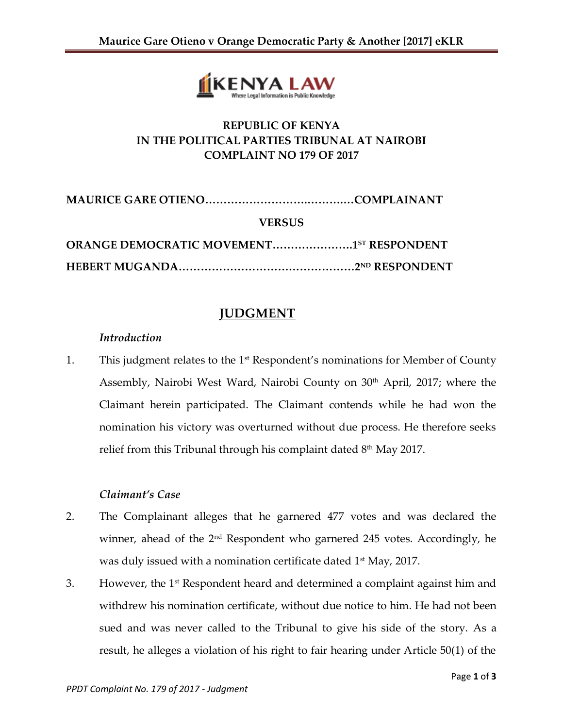**REPUBLIC OF KENYA**
**IN THE POLITICAL PARTIES TRIBUNAL AT NAIROBI**
**COMPLAINT NO 179 OF 2017**

**MAURICE GARE OTIENO……………………….………..…COMPLAINANT**

**VERSUS**

**ORANGE DEMOCRATIC MOVEMENT…………………1ST RESPONDENT**

**HEBERT MUGANDA…………………………………………2ND RESPONDENT**

# JUDGMENT

### *Introduction*

1. This judgment relates to the 1st Respondent's nominations for Member of County Assembly, Nairobi West Ward, Nairobi County on 30th April, 2017; where the Claimant herein participated. The Claimant contends while he had won the nomination his victory was overturned without due process. He therefore seeks relief from this Tribunal through his complaint dated 8th May 2017.

### *Claimant's Case*

2. The Complainant alleges that he garnered 477 votes and was declared the winner, ahead of the 2nd Respondent who garnered 245 votes. Accordingly, he was duly issued with a nomination certificate dated 1st May, 2017.

3. However, the 1st Respondent heard and determined a complaint against him and withdrew his nomination certificate, without due notice to him. He had not been sued and was never called to the Tribunal to give his side of the story. As a result, he alleges a violation of his right to fair hearing under Article 50(1) of the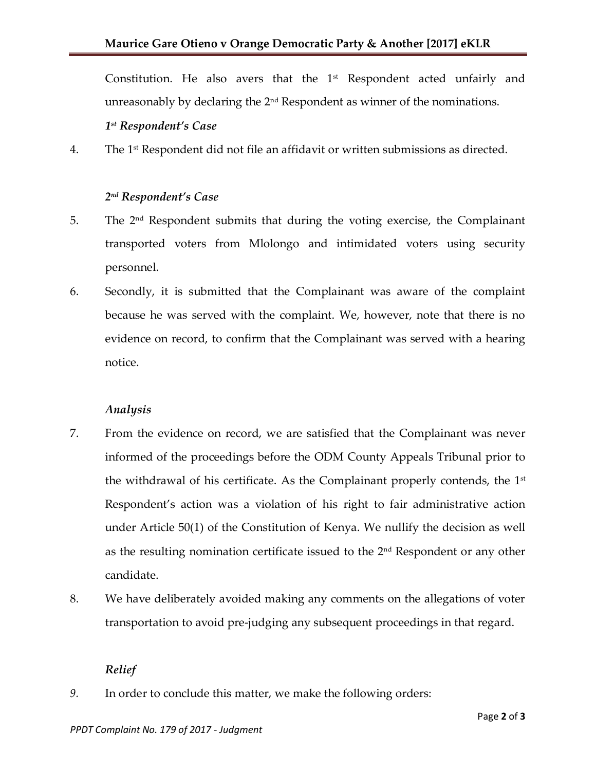Constitution. He also avers that the 1st Respondent acted unfairly and unreasonably by declaring the 2nd Respondent as winner of the nominations.

### *1st Respondent's Case*

4. The 1st Respondent did not file an affidavit or written submissions as directed.

### *2nd Respondent's Case*

5. The 2nd Respondent submits that during the voting exercise, the Complainant transported voters from Mlolongo and intimidated voters using security personnel.

6. Secondly, it is submitted that the Complainant was aware of the complaint because he was served with the complaint. We, however, note that there is no evidence on record, to confirm that the Complainant was served with a hearing notice.

### *Analysis*

7. From the evidence on record, we are satisfied that the Complainant was never informed of the proceedings before the ODM County Appeals Tribunal prior to the withdrawal of his certificate. As the Complainant properly contends, the 1st Respondent's action was a violation of his right to fair administrative action under Article 50(1) of the Constitution of Kenya. We nullify the decision as well as the resulting nomination certificate issued to the 2nd Respondent or any other candidate.

8. We have deliberately avoided making any comments on the allegations of voter transportation to avoid pre-judging any subsequent proceedings in that regard.

### *Relief*

*9.* In order to conclude this matter, we make the following orders: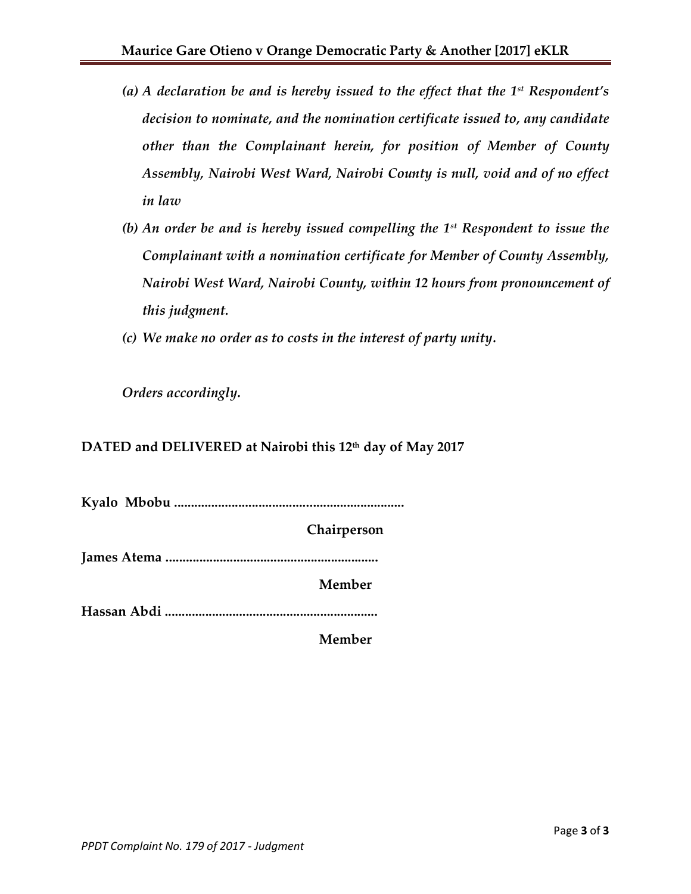*(a) A declaration be and is hereby issued to the effect that the 1st Respondent's decision to nominate, and the nomination certificate issued to, any candidate other than the Complainant herein, for position of Member of County Assembly, Nairobi West Ward, Nairobi County is null, void and of no effect in law*

*(b) An order be and is hereby issued compelling the 1st Respondent to issue the Complainant with a nomination certificate for Member of County Assembly, Nairobi West Ward, Nairobi County, within 12 hours from pronouncement of this judgment.*

*(c) We make no order as to costs in the interest of party unity.*

*Orders accordingly.*

**DATED and DELIVERED at Nairobi this 12th day of May 2017**

**Kyalo Mbobu ...................................................................**

**Chairperson**

**James Atema ..............................................................**

**Member**

**Hassan Abdi ..............................................................**

**Member**